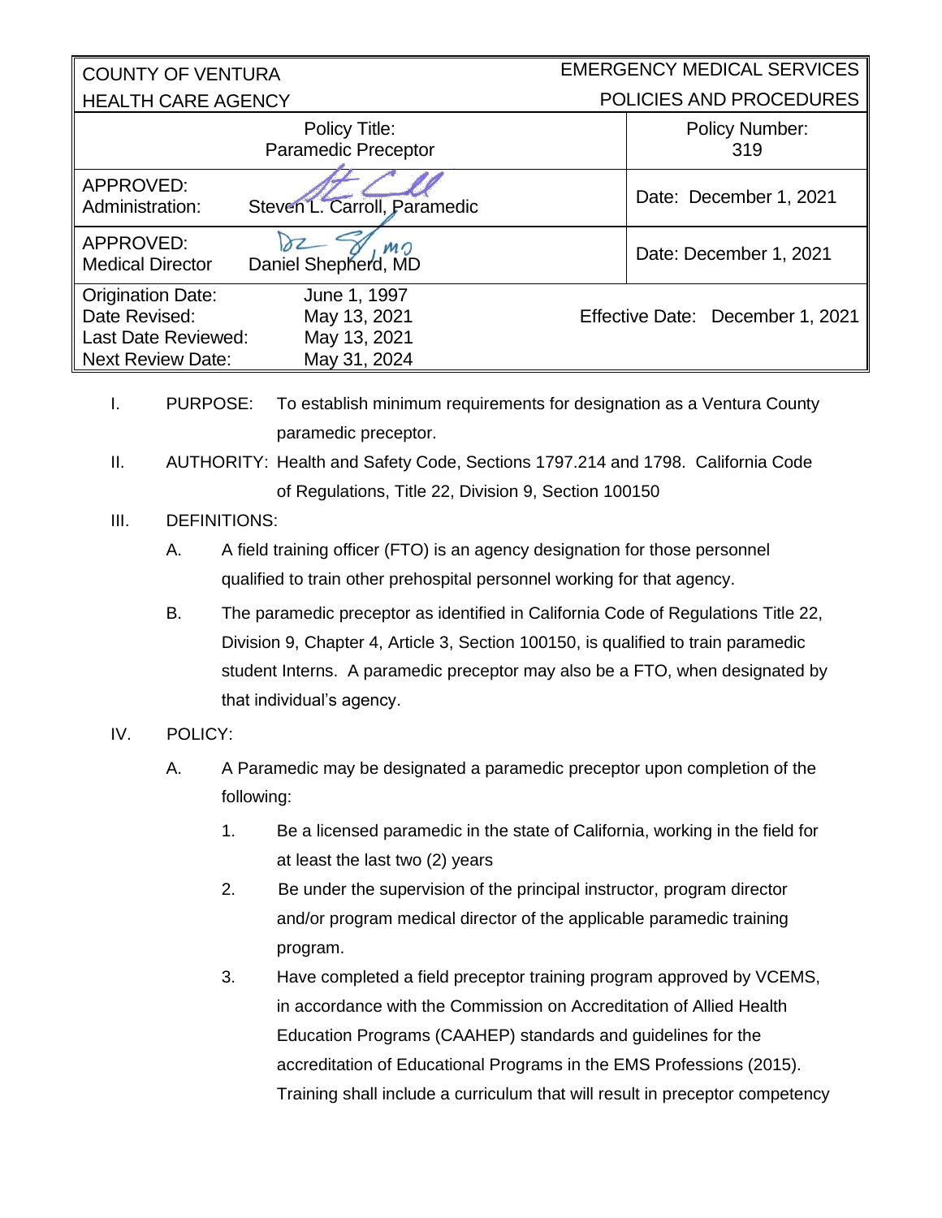| COUNTY OF VENTURA<br>HEALTH CARE AGENCY | | EMERGENCY MEDICAL SERVICES<br>POLICIES AND PROCEDURES |
|---|---|---|
| Policy Title:<br>Paramedic Preceptor | | Policy Number:<br>319 |
| APPROVED:<br>Administration: | Steven L. Carroll, Paramedic | Date: December 1, 2021 |
| APPROVED:<br>Medical Director | Daniel Shepherd, MD | Date: December 1, 2021 |
| Origination Date:<br>Date Revised:<br>Last Date Reviewed:<br>Next Review Date: | June 1, 1997<br>May 13, 2021<br>May 13, 2021<br>May 31, 2024 | Effective Date: December 1, 2021 |

I. PURPOSE: To establish minimum requirements for designation as a Ventura County paramedic preceptor.

II. AUTHORITY: Health and Safety Code, Sections 1797.214 and 1798. California Code of Regulations, Title 22, Division 9, Section 100150

III. DEFINITIONS:

A. A field training officer (FTO) is an agency designation for those personnel qualified to train other prehospital personnel working for that agency.

B. The paramedic preceptor as identified in California Code of Regulations Title 22, Division 9, Chapter 4, Article 3, Section 100150, is qualified to train paramedic student Interns. A paramedic preceptor may also be a FTO, when designated by that individual's agency.

IV. POLICY:

A. A Paramedic may be designated a paramedic preceptor upon completion of the following:

1. Be a licensed paramedic in the state of California, working in the field for at least the last two (2) years

2. Be under the supervision of the principal instructor, program director and/or program medical director of the applicable paramedic training program.

3. Have completed a field preceptor training program approved by VCEMS, in accordance with the Commission on Accreditation of Allied Health Education Programs (CAAHEP) standards and guidelines for the accreditation of Educational Programs in the EMS Professions (2015). Training shall include a curriculum that will result in preceptor competency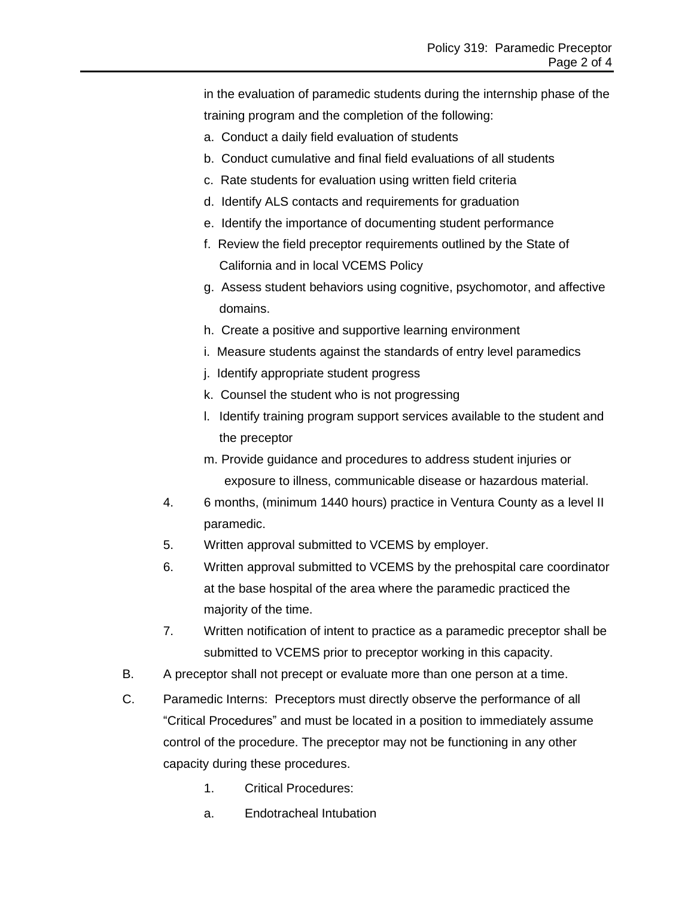in the evaluation of paramedic students during the internship phase of the training program and the completion of the following:

a. Conduct a daily field evaluation of students
b. Conduct cumulative and final field evaluations of all students
c. Rate students for evaluation using written field criteria
d. Identify ALS contacts and requirements for graduation
e. Identify the importance of documenting student performance
f. Review the field preceptor requirements outlined by the State of California and in local VCEMS Policy
g. Assess student behaviors using cognitive, psychomotor, and affective domains.
h. Create a positive and supportive learning environment
i. Measure students against the standards of entry level paramedics
j. Identify appropriate student progress
k. Counsel the student who is not progressing
l. Identify training program support services available to the student and the preceptor
m. Provide guidance and procedures to address student injuries or exposure to illness, communicable disease or hazardous material.

4. 6 months, (minimum 1440 hours) practice in Ventura County as a level II paramedic.
5. Written approval submitted to VCEMS by employer.
6. Written approval submitted to VCEMS by the prehospital care coordinator at the base hospital of the area where the paramedic practiced the majority of the time.
7. Written notification of intent to practice as a paramedic preceptor shall be submitted to VCEMS prior to preceptor working in this capacity.

B. A preceptor shall not precept or evaluate more than one person at a time.

C. Paramedic Interns: Preceptors must directly observe the performance of all “Critical Procedures” and must be located in a position to immediately assume control of the procedure. The preceptor may not be functioning in any other capacity during these procedures.

1. Critical Procedures:

a. Endotracheal Intubation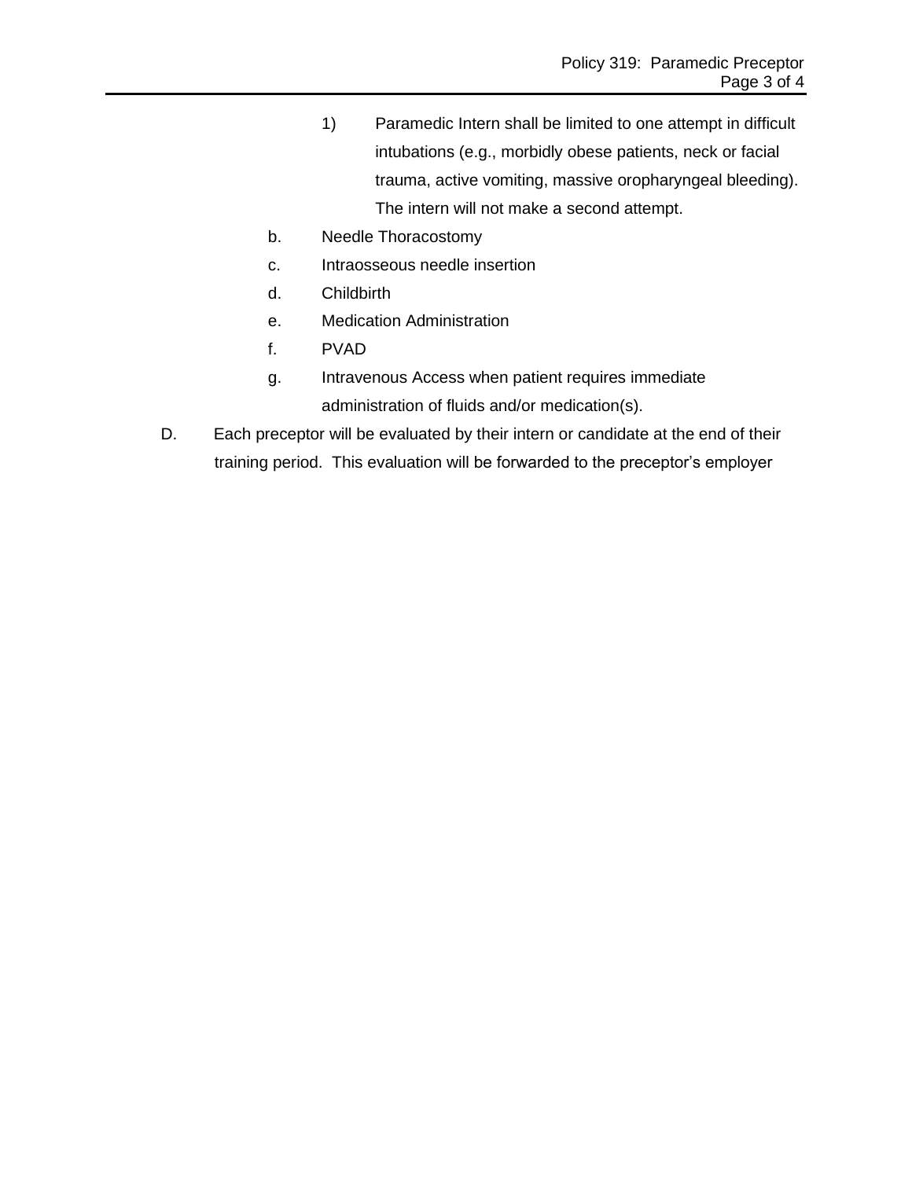1) Paramedic Intern shall be limited to one attempt in difficult intubations (e.g., morbidly obese patients, neck or facial trauma, active vomiting, massive oropharyngeal bleeding). The intern will not make a second attempt.

b. Needle Thoracostomy

c. Intraosseous needle insertion

d. Childbirth

e. Medication Administration

f. PVAD

g. Intravenous Access when patient requires immediate administration of fluids and/or medication(s).

D. Each preceptor will be evaluated by their intern or candidate at the end of their training period. This evaluation will be forwarded to the preceptor's employer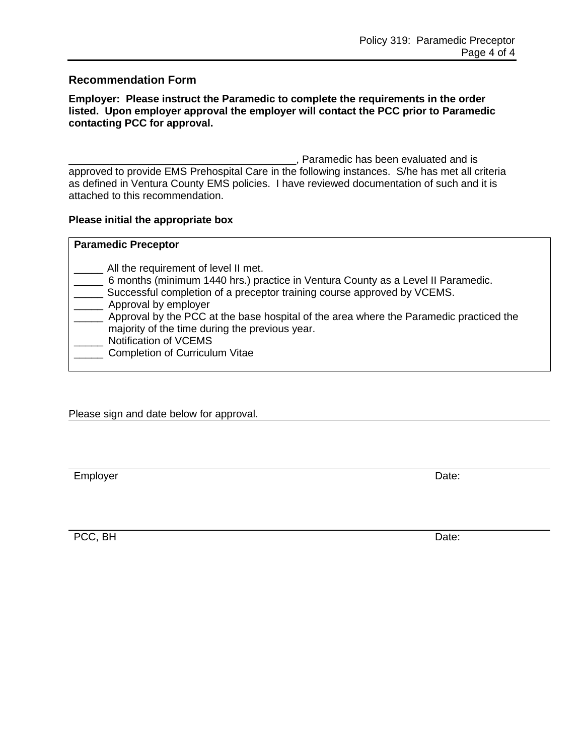## Recommendation Form

**Employer: Please instruct the Paramedic to complete the requirements in the order listed. Upon employer approval the employer will contact the PCC prior to Paramedic contacting PCC for approval.**

________________________________________, Paramedic has been evaluated and is approved to provide EMS Prehospital Care in the following instances. S/he has met all criteria as defined in Ventura County EMS policies. I have reviewed documentation of such and it is attached to this recommendation.

**Please initial the appropriate box**

**Paramedic Preceptor**

_____ All the requirement of level II met.
_____ 6 months (minimum 1440 hrs.) practice in Ventura County as a Level II Paramedic.
_____ Successful completion of a preceptor training course approved by VCEMS.
_____ Approval by employer
_____ Approval by the PCC at the base hospital of the area where the Paramedic practiced the majority of the time during the previous year.
_____ Notification of VCEMS
_____ Completion of Curriculum Vitae

Please sign and date below for approval.

________________________________________________________________________

Employer                                                                                                                    Date:

________________________________________________________________________

PCC, BH                                                                                                                      Date: